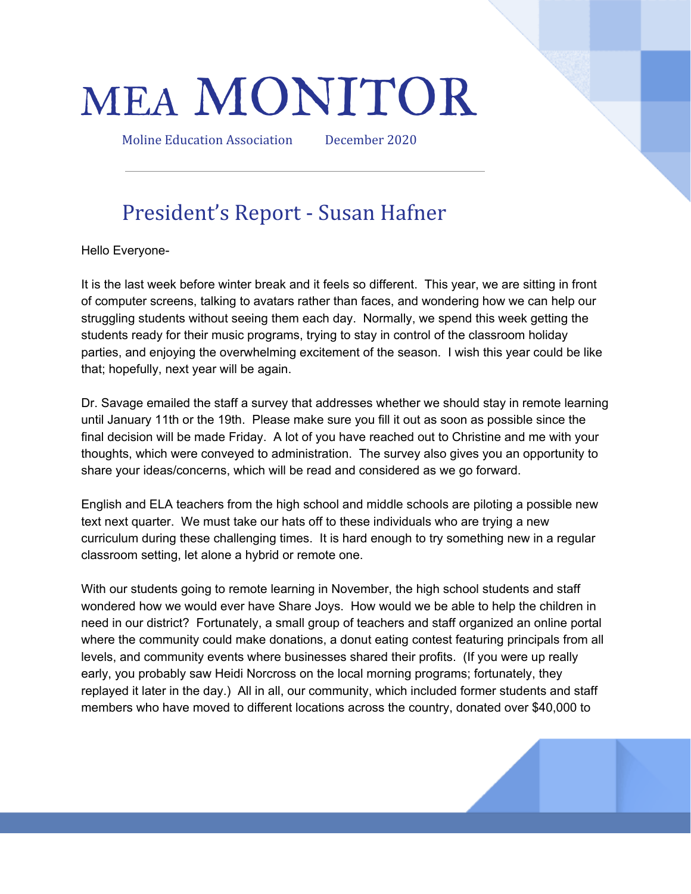# MEA MONITOR

Moline Education Association December 2020

---

## President's Report - Susan Hafner

Hello Everyone-

It is the last week before winter break and it feels so different. This year, we are sitting in front of computer screens, talking to avatars rather than faces, and wondering how we can help our struggling students without seeing them each day. Normally, we spend this week getting the students ready for their music programs, trying to stay in control of the classroom holiday parties, and enjoying the overwhelming excitement of the season. I wish this year could be like that; hopefully, next year will be again.

Dr. Savage emailed the staff a survey that addresses whether we should stay in remote learning until January 11th or the 19th. Please make sure you fill it out as soon as possible since the final decision will be made Friday. A lot of you have reached out to Christine and me with your thoughts, which were conveyed to administration. The survey also gives you an opportunity to share your ideas/concerns, which will be read and considered as we go forward.

English and ELA teachers from the high school and middle schools are piloting a possible new text next quarter. We must take our hats off to these individuals who are trying a new curriculum during these challenging times. It is hard enough to try something new in a regular classroom setting, let alone a hybrid or remote one.

With our students going to remote learning in November, the high school students and staff wondered how we would ever have Share Joys. How would we be able to help the children in need in our district? Fortunately, a small group of teachers and staff organized an online portal where the community could make donations, a donut eating contest featuring principals from all levels, and community events where businesses shared their profits. (If you were up really early, you probably saw Heidi Norcross on the local morning programs; fortunately, they replayed it later in the day.) All in all, our community, which included former students and staff members who have moved to different locations across the country, donated over $40,000 to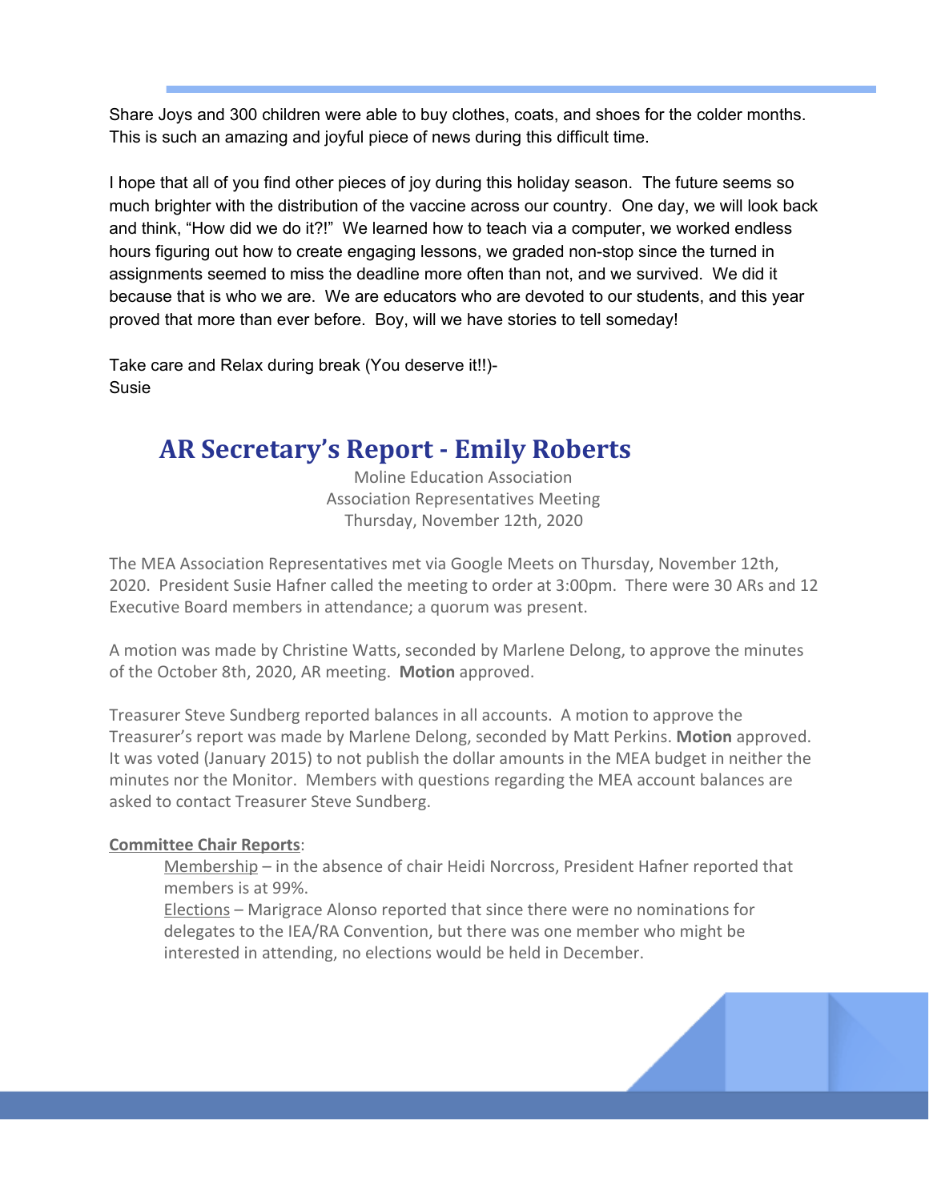Share Joys and 300 children were able to buy clothes, coats, and shoes for the colder months. This is such an amazing and joyful piece of news during this difficult time.

I hope that all of you find other pieces of joy during this holiday season. The future seems so much brighter with the distribution of the vaccine across our country. One day, we will look back and think, "How did we do it?!" We learned how to teach via a computer, we worked endless hours figuring out how to create engaging lessons, we graded non-stop since the turned in assignments seemed to miss the deadline more often than not, and we survived. We did it because that is who we are. We are educators who are devoted to our students, and this year proved that more than ever before. Boy, will we have stories to tell someday!

Take care and Relax during break (You deserve it!!)-
Susie

## AR Secretary's Report - Emily Roberts

Moline Education Association
Association Representatives Meeting
Thursday, November 12th, 2020

The MEA Association Representatives met via Google Meets on Thursday, November 12th, 2020. President Susie Hafner called the meeting to order at 3:00pm. There were 30 ARs and 12 Executive Board members in attendance; a quorum was present.

A motion was made by Christine Watts, seconded by Marlene Delong, to approve the minutes of the October 8th, 2020, AR meeting. **Motion** approved.

Treasurer Steve Sundberg reported balances in all accounts. A motion to approve the Treasurer's report was made by Marlene Delong, seconded by Matt Perkins. **Motion** approved. It was voted (January 2015) to not publish the dollar amounts in the MEA budget in neither the minutes nor the Monitor. Members with questions regarding the MEA account balances are asked to contact Treasurer Steve Sundberg.

**Committee Chair Reports**:

Membership – in the absence of chair Heidi Norcross, President Hafner reported that members is at 99%.

Elections – Marigrace Alonso reported that since there were no nominations for delegates to the IEA/RA Convention, but there was one member who might be interested in attending, no elections would be held in December.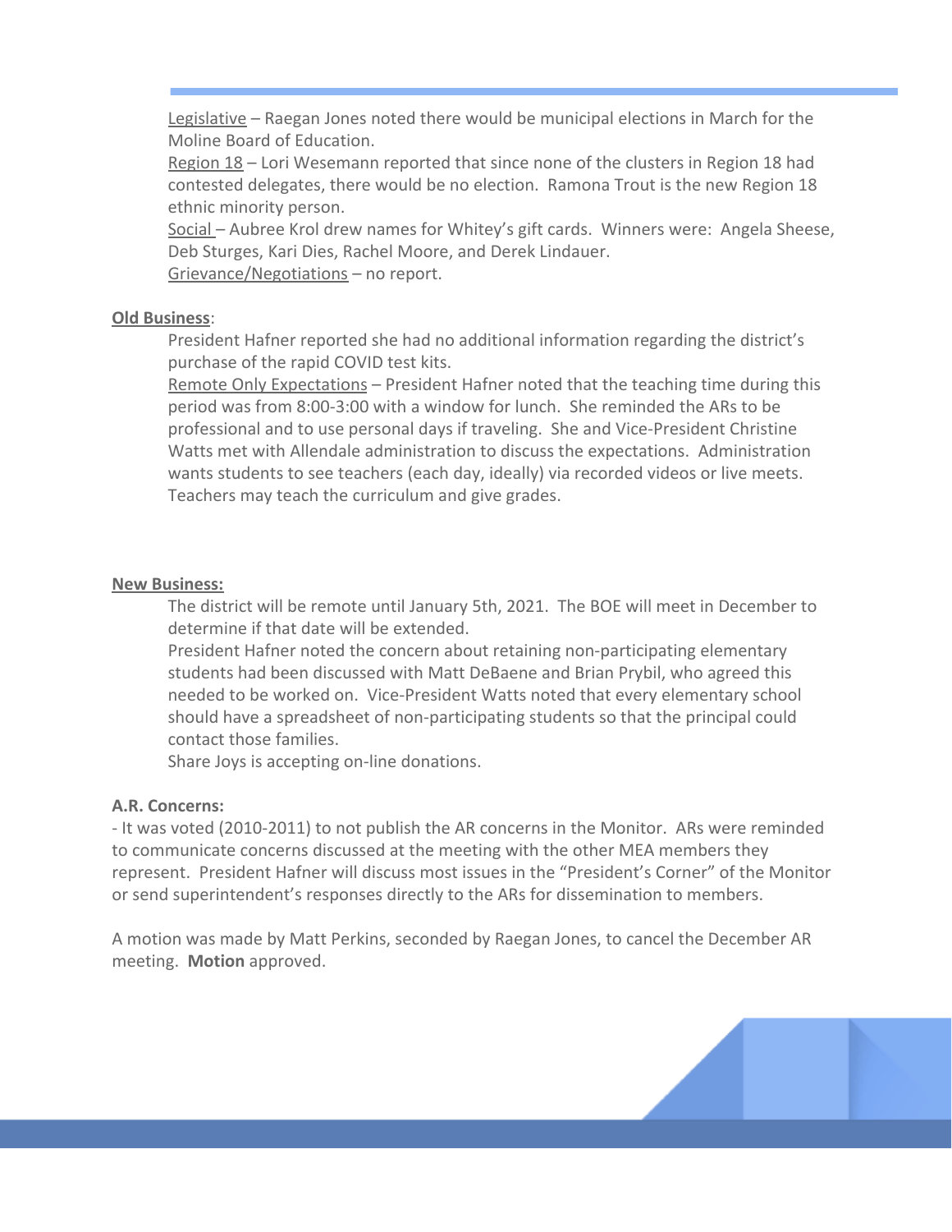Legislative – Raegan Jones noted there would be municipal elections in March for the Moline Board of Education.

Region 18 – Lori Wesemann reported that since none of the clusters in Region 18 had contested delegates, there would be no election. Ramona Trout is the new Region 18 ethnic minority person.

Social – Aubree Krol drew names for Whitey's gift cards. Winners were: Angela Sheese, Deb Sturges, Kari Dies, Rachel Moore, and Derek Lindauer.

Grievance/Negotiations – no report.

**Old Business**:

President Hafner reported she had no additional information regarding the district's purchase of the rapid COVID test kits.

Remote Only Expectations – President Hafner noted that the teaching time during this period was from 8:00-3:00 with a window for lunch. She reminded the ARs to be professional and to use personal days if traveling. She and Vice-President Christine Watts met with Allendale administration to discuss the expectations. Administration wants students to see teachers (each day, ideally) via recorded videos or live meets. Teachers may teach the curriculum and give grades.

**New Business:**

The district will be remote until January 5th, 2021. The BOE will meet in December to determine if that date will be extended.

President Hafner noted the concern about retaining non-participating elementary students had been discussed with Matt DeBaene and Brian Prybil, who agreed this needed to be worked on. Vice-President Watts noted that every elementary school should have a spreadsheet of non-participating students so that the principal could contact those families.

Share Joys is accepting on-line donations.

**A.R. Concerns:**

- It was voted (2010-2011) to not publish the AR concerns in the Monitor. ARs were reminded to communicate concerns discussed at the meeting with the other MEA members they represent. President Hafner will discuss most issues in the "President's Corner" of the Monitor or send superintendent's responses directly to the ARs for dissemination to members.

A motion was made by Matt Perkins, seconded by Raegan Jones, to cancel the December AR meeting. **Motion** approved.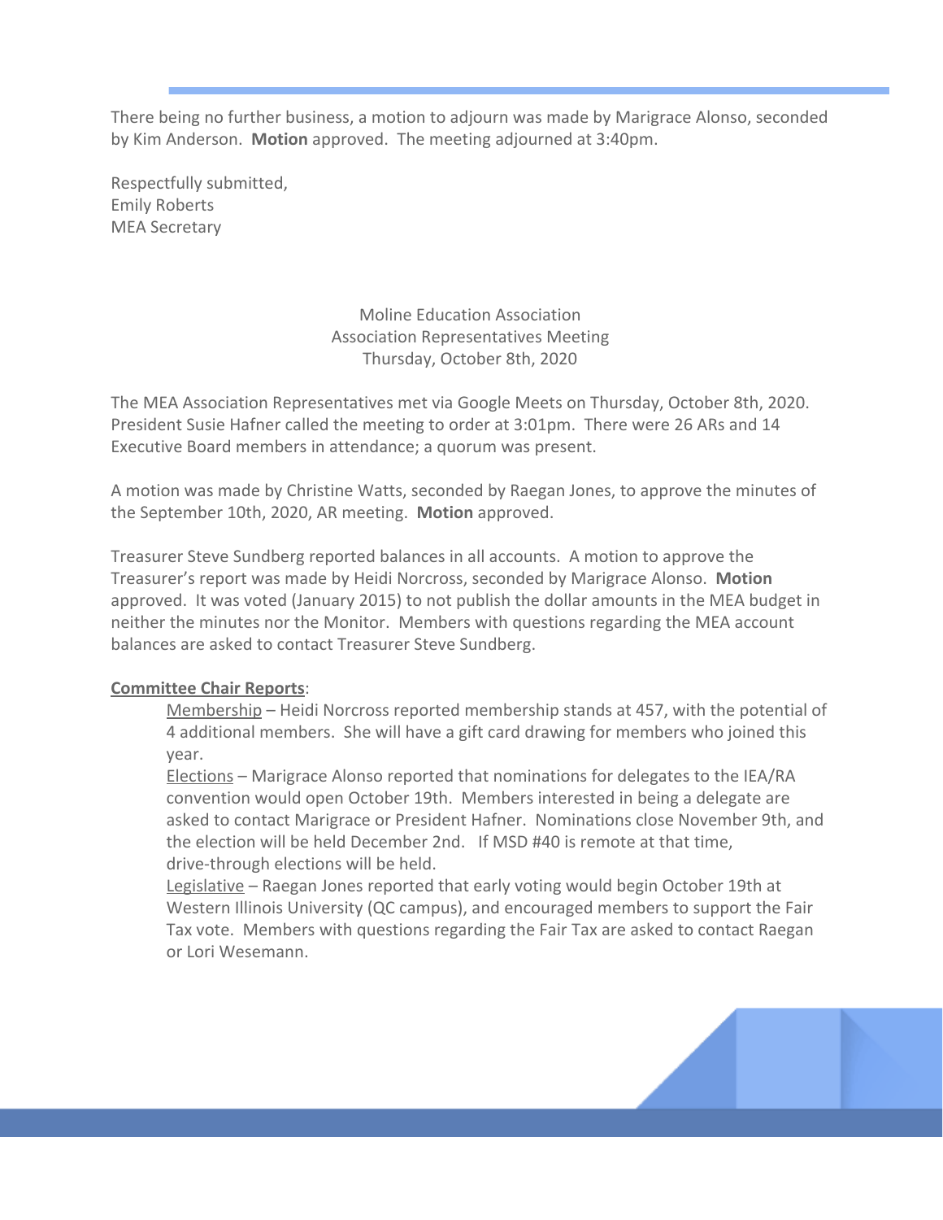There being no further business, a motion to adjourn was made by Marigrace Alonso, seconded by Kim Anderson. **Motion** approved. The meeting adjourned at 3:40pm.

Respectfully submitted,
Emily Roberts
MEA Secretary

Moline Education Association
Association Representatives Meeting
Thursday, October 8th, 2020

The MEA Association Representatives met via Google Meets on Thursday, October 8th, 2020. President Susie Hafner called the meeting to order at 3:01pm. There were 26 ARs and 14 Executive Board members in attendance; a quorum was present.

A motion was made by Christine Watts, seconded by Raegan Jones, to approve the minutes of the September 10th, 2020, AR meeting. **Motion** approved.

Treasurer Steve Sundberg reported balances in all accounts. A motion to approve the Treasurer's report was made by Heidi Norcross, seconded by Marigrace Alonso. **Motion** approved. It was voted (January 2015) to not publish the dollar amounts in the MEA budget in neither the minutes nor the Monitor. Members with questions regarding the MEA account balances are asked to contact Treasurer Steve Sundberg.

**Committee Chair Reports**:

Membership – Heidi Norcross reported membership stands at 457, with the potential of 4 additional members. She will have a gift card drawing for members who joined this year.

Elections – Marigrace Alonso reported that nominations for delegates to the IEA/RA convention would open October 19th. Members interested in being a delegate are asked to contact Marigrace or President Hafner. Nominations close November 9th, and the election will be held December 2nd. If MSD #40 is remote at that time, drive-through elections will be held.

Legislative – Raegan Jones reported that early voting would begin October 19th at Western Illinois University (QC campus), and encouraged members to support the Fair Tax vote. Members with questions regarding the Fair Tax are asked to contact Raegan or Lori Wesemann.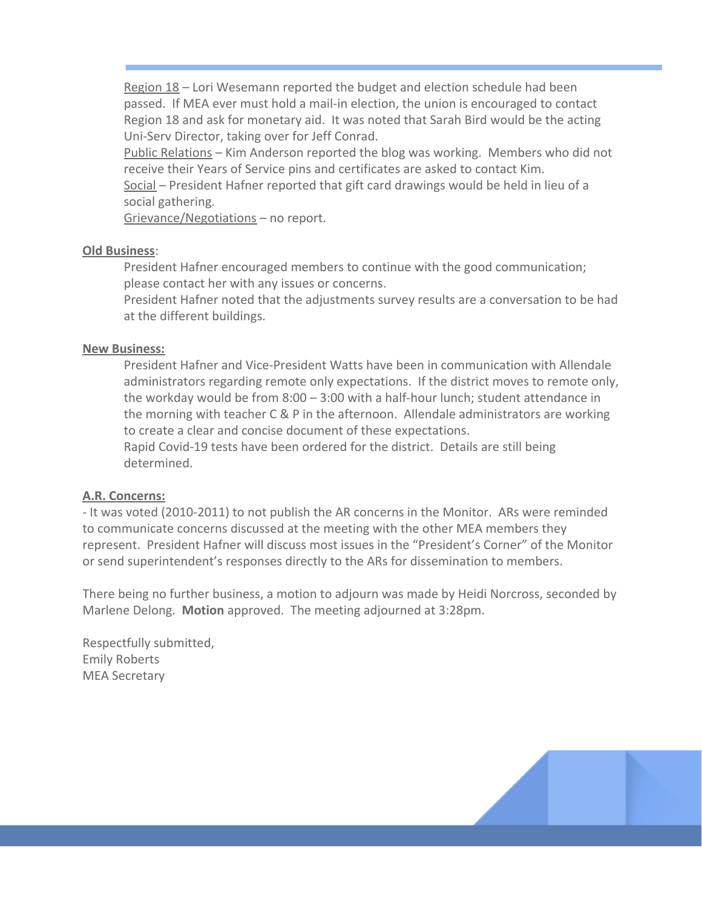Region 18 – Lori Wesemann reported the budget and election schedule had been passed. If MEA ever must hold a mail-in election, the union is encouraged to contact Region 18 and ask for monetary aid. It was noted that Sarah Bird would be the acting Uni-Serv Director, taking over for Jeff Conrad.

Public Relations – Kim Anderson reported the blog was working. Members who did not receive their Years of Service pins and certificates are asked to contact Kim.

Social – President Hafner reported that gift card drawings would be held in lieu of a social gathering.

Grievance/Negotiations – no report.

**Old Business**:

President Hafner encouraged members to continue with the good communication; please contact her with any issues or concerns.

President Hafner noted that the adjustments survey results are a conversation to be had at the different buildings.

**New Business:**

President Hafner and Vice-President Watts have been in communication with Allendale administrators regarding remote only expectations. If the district moves to remote only, the workday would be from 8:00 – 3:00 with a half-hour lunch; student attendance in the morning with teacher C & P in the afternoon. Allendale administrators are working to create a clear and concise document of these expectations.

Rapid Covid-19 tests have been ordered for the district. Details are still being determined.

**A.R. Concerns:**

- It was voted (2010-2011) to not publish the AR concerns in the Monitor. ARs were reminded to communicate concerns discussed at the meeting with the other MEA members they represent. President Hafner will discuss most issues in the "President's Corner" of the Monitor or send superintendent's responses directly to the ARs for dissemination to members.

There being no further business, a motion to adjourn was made by Heidi Norcross, seconded by Marlene Delong. **Motion** approved. The meeting adjourned at 3:28pm.

Respectfully submitted,
Emily Roberts
MEA Secretary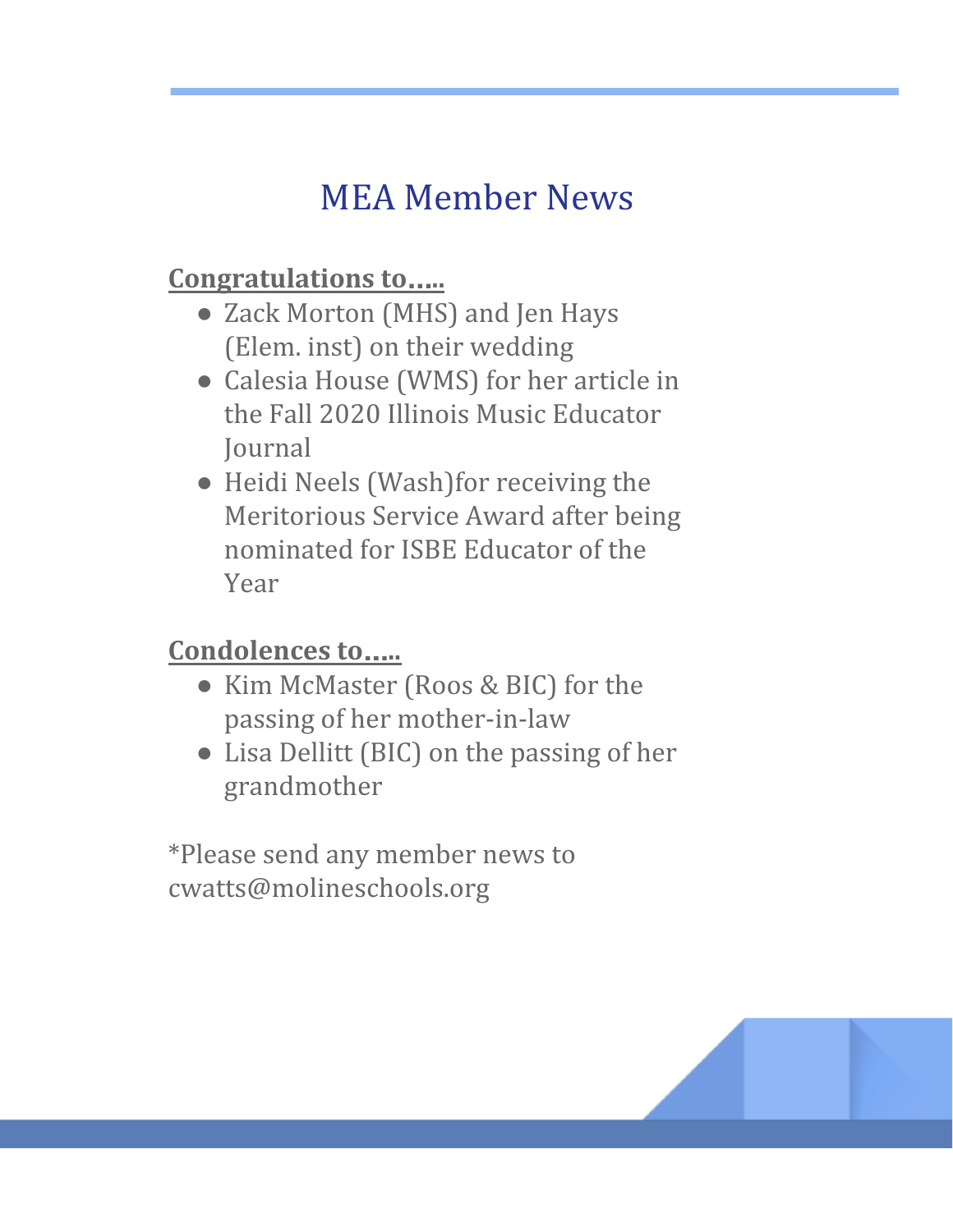# MEA Member News

**Congratulations to…..**

- Zack Morton (MHS) and Jen Hays (Elem. inst) on their wedding
- Calesia House (WMS) for her article in the Fall 2020 Illinois Music Educator Journal
- Heidi Neels (Wash)for receiving the Meritorious Service Award after being nominated for ISBE Educator of the Year

**Condolences to…..**

- Kim McMaster (Roos & BIC) for the passing of her mother-in-law
- Lisa Dellitt (BIC) on the passing of her grandmother

*Please send any member news to cwatts@molineschools.org